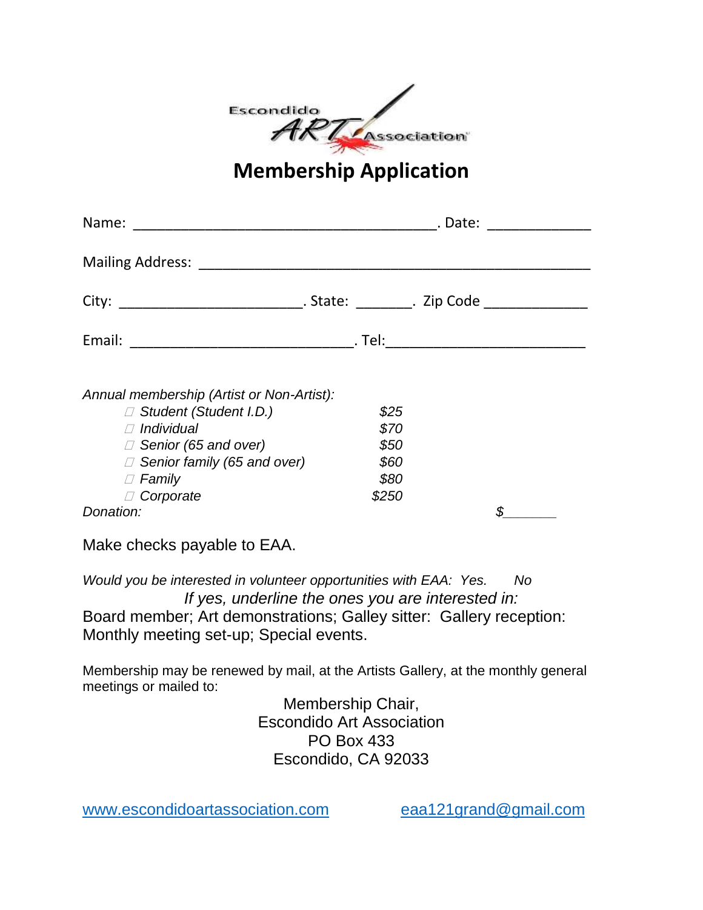Escondido ART Association

# Membership Application

Name: ________________________________________. Date: _____________

Mailing Address: ___________________________________________________

City: ________________________. State: _______. Zip Code _____________

Email: _____________________________. Tel:_________________________

*Annual membership (Artist or Non-Artist):*

| | |
|---|---|
| ☐ *Student (Student I.D.)* | *$25* |
| ☐ *Individual* | *$70* |
| ☐ *Senior (65 and over)* | *$50* |
| ☐ *Senior family (65 and over)* | *$60* |
| ☐ *Family* | *$80* |
| ☐ *Corporate* | *$250* |

*Donation:* *$_______*

Make checks payable to EAA.

*Would you be interested in volunteer opportunities with EAA: Yes. No*

*If yes, underline the ones you are interested in:*

Board member; Art demonstrations; Galley sitter: Gallery reception: Monthly meeting set-up; Special events.

Membership may be renewed by mail, at the Artists Gallery, at the monthly general meetings or mailed to:

Membership Chair,
Escondido Art Association
PO Box 433
Escondido, CA 92033

www.escondidoartassociation.com eaa121grand@gmail.com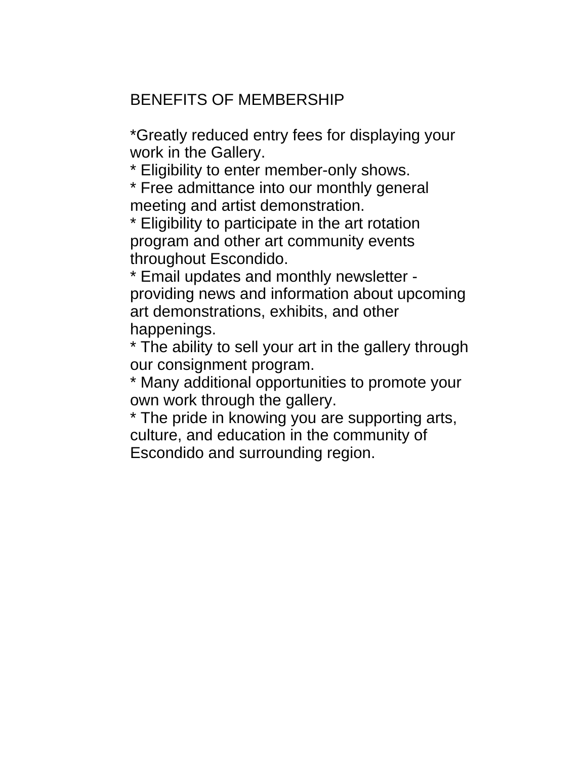## BENEFITS OF MEMBERSHIP

*Greatly reduced entry fees for displaying your work in the Gallery.
* Eligibility to enter member-only shows.
* Free admittance into our monthly general meeting and artist demonstration.
* Eligibility to participate in the art rotation program and other art community events throughout Escondido.
* Email updates and monthly newsletter - providing news and information about upcoming art demonstrations, exhibits, and other happenings.
* The ability to sell your art in the gallery through our consignment program.
* Many additional opportunities to promote your own work through the gallery.
* The pride in knowing you are supporting arts, culture, and education in the community of Escondido and surrounding region.